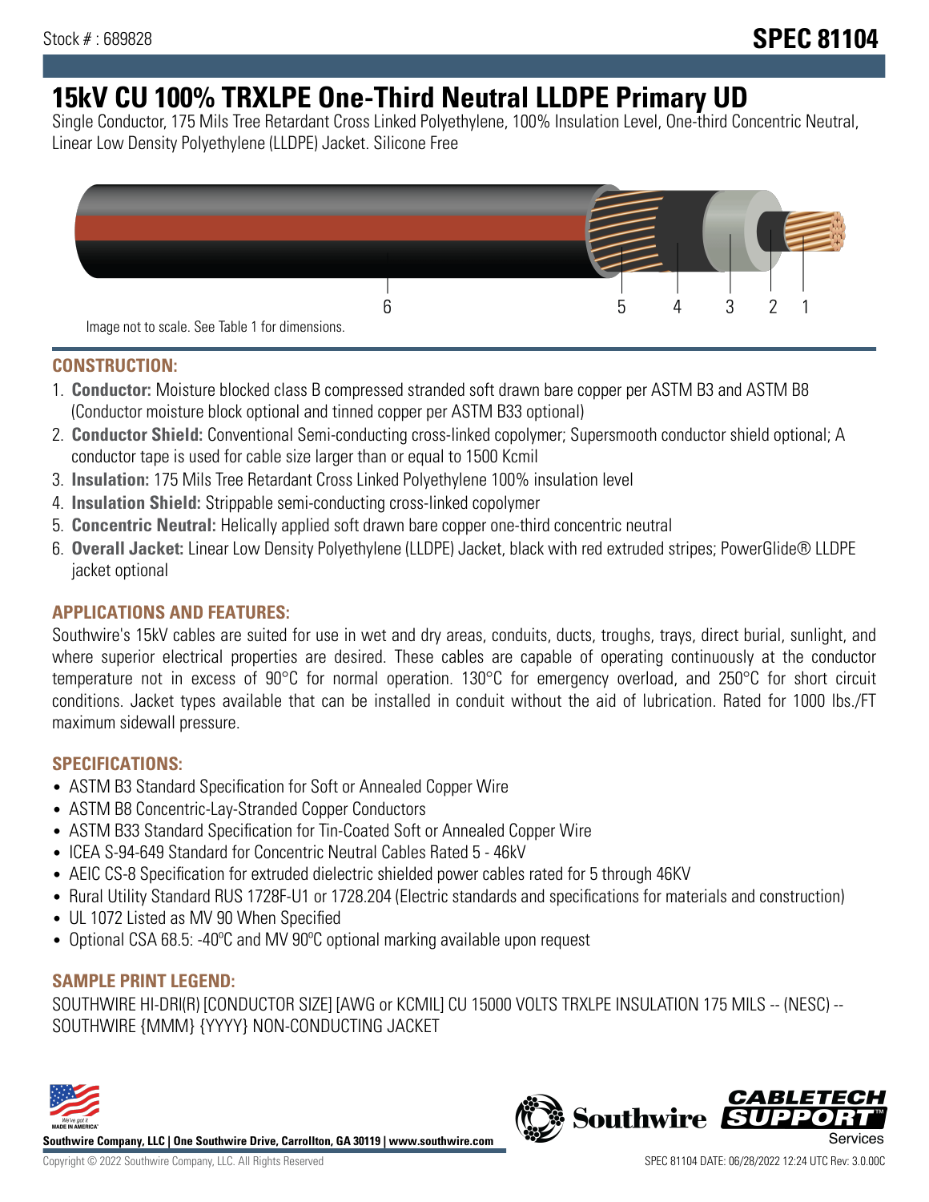Stock # : 689828

# SPEC 81104

# 15kV CU 100% TRXLPE One-Third Neutral LLDPE Primary UD

Single Conductor, 175 Mils Tree Retardant Cross Linked Polyethylene, 100% Insulation Level, One-third Concentric Neutral, Linear Low Density Polyethylene (LLDPE) Jacket. Silicone Free

6 5 4 3 2 1

Image not to scale. See Table 1 for dimensions.

## CONSTRUCTION:

1. **Conductor:** Moisture blocked class B compressed stranded soft drawn bare copper per ASTM B3 and ASTM B8 (Conductor moisture block optional and tinned copper per ASTM B33 optional)
2. **Conductor Shield:** Conventional Semi-conducting cross-linked copolymer; Supersmooth conductor shield optional; A conductor tape is used for cable size larger than or equal to 1500 Kcmil
3. **Insulation:** 175 Mils Tree Retardant Cross Linked Polyethylene 100% insulation level
4. **Insulation Shield:** Strippable semi-conducting cross-linked copolymer
5. **Concentric Neutral:** Helically applied soft drawn bare copper one-third concentric neutral
6. **Overall Jacket:** Linear Low Density Polyethylene (LLDPE) Jacket, black with red extruded stripes; PowerGlide® LLDPE jacket optional

## APPLICATIONS AND FEATURES:

Southwire's 15kV cables are suited for use in wet and dry areas, conduits, ducts, troughs, trays, direct burial, sunlight, and where superior electrical properties are desired. These cables are capable of operating continuously at the conductor temperature not in excess of 90°C for normal operation. 130°C for emergency overload, and 250°C for short circuit conditions. Jacket types available that can be installed in conduit without the aid of lubrication. Rated for 1000 lbs./FT maximum sidewall pressure.

## SPECIFICATIONS:

- ASTM B3 Standard Specification for Soft or Annealed Copper Wire
- ASTM B8 Concentric-Lay-Stranded Copper Conductors
- ASTM B33 Standard Specification for Tin-Coated Soft or Annealed Copper Wire
- ICEA S-94-649 Standard for Concentric Neutral Cables Rated 5 - 46kV
- AEIC CS-8 Specification for extruded dielectric shielded power cables rated for 5 through 46KV
- Rural Utility Standard RUS 1728F-U1 or 1728.204 (Electric standards and specifications for materials and construction)
- UL 1072 Listed as MV 90 When Specified
- Optional CSA 68.5: -40ºC and MV 90ºC optional marking available upon request

## SAMPLE PRINT LEGEND:

SOUTHWIRE HI-DRI(R) [CONDUCTOR SIZE] [AWG or KCMIL] CU 15000 VOLTS TRXLPE INSULATION 175 MILS -- (NESC) -- SOUTHWIRE {MMM} {YYYY} NON-CONDUCTING JACKET

**Southwire Company, LLC | One Southwire Drive, Carrollton, GA 30119 | www.southwire.com**

Copyright © 2022 Southwire Company, LLC. All Rights Reserved

SPEC 81104 DATE: 06/28/2022 12:24 UTC Rev: 3.0.00C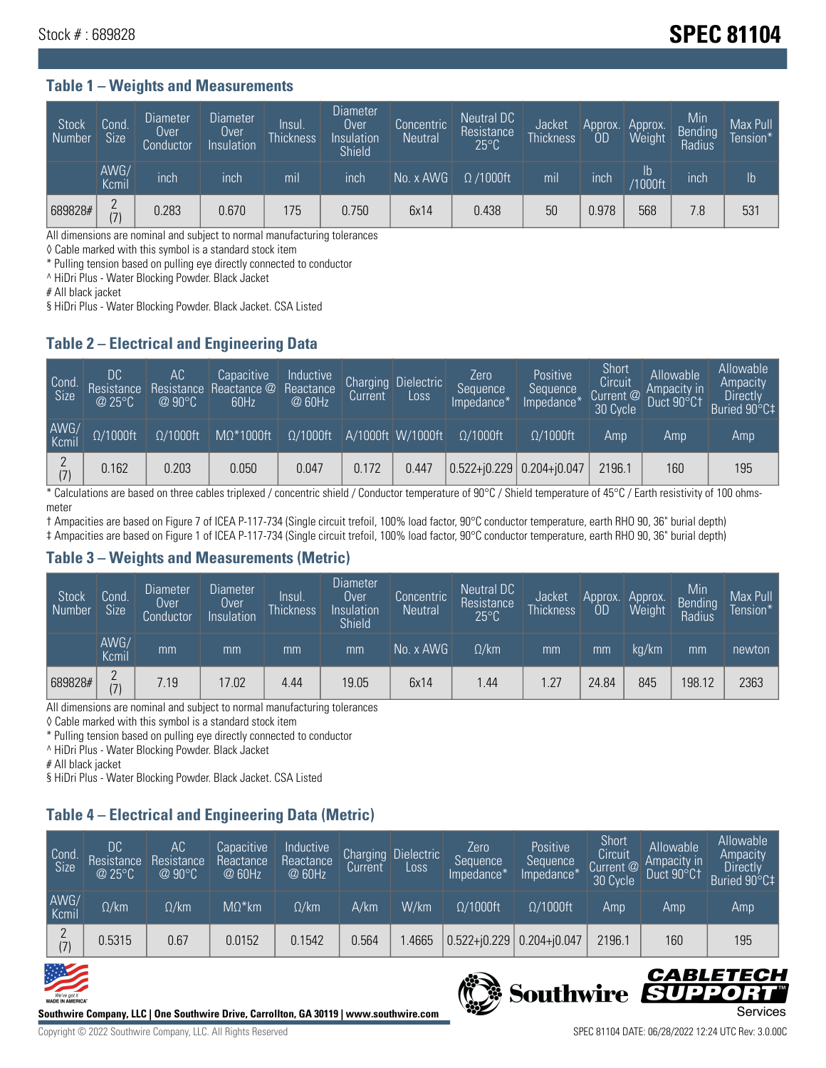Stock # : 689828

# SPEC 81104

## Table 1 – Weights and Measurements

| Stock Number | Cond. Size | Diameter Over Conductor | Diameter Over Insulation | Insul. Thickness | Diameter Over Insulation Shield | Concentric Neutral | Neutral DC Resistance 25°C | Jacket Thickness | Approx. OD | Approx. Weight | Min Bending Radius | Max Pull Tension* |
|---|---|---|---|---|---|---|---|---|---|---|---|---|
| | AWG/ Kcmil | inch | inch | mil | inch | No. x AWG | Ω /1000ft | mil | inch | lb /1000ft | inch | lb |
| 689828# | 2 (7) | 0.283 | 0.670 | 175 | 0.750 | 6x14 | 0.438 | 50 | 0.978 | 568 | 7.8 | 531 |

All dimensions are nominal and subject to normal manufacturing tolerances

◊ Cable marked with this symbol is a standard stock item

* Pulling tension based on pulling eye directly connected to conductor

^ HiDri Plus - Water Blocking Powder. Black Jacket

# All black jacket

§ HiDri Plus - Water Blocking Powder. Black Jacket. CSA Listed

## Table 2 – Electrical and Engineering Data

| Cond. Size | DC Resistance @ 25°C | AC Resistance @ 90°C | Capacitive Reactance @ 60Hz | Inductive Reactance @ 60Hz | Charging Current | Dielectric Loss | Zero Sequence Impedance* | Positive Sequence Impedance* | Short Circuit Current @ 30 Cycle | Allowable Ampacity in Duct 90°C† | Allowable Ampacity Directly Buried 90°C‡ |
|---|---|---|---|---|---|---|---|---|---|---|---|
| AWG/ Kcmil | Ω/1000ft | Ω/1000ft | MΩ*1000ft | Ω/1000ft | A/1000ft | W/1000ft | Ω/1000ft | Ω/1000ft | Amp | Amp | Amp |
| 2 (7) | 0.162 | 0.203 | 0.050 | 0.047 | 0.172 | 0.447 | 0.522+j0.229 | 0.204+j0.047 | 2196.1 | 160 | 195 |

* Calculations are based on three cables triplexed / concentric shield / Conductor temperature of 90°C / Shield temperature of 45°C / Earth resistivity of 100 ohms-meter

† Ampacities are based on Figure 7 of ICEA P-117-734 (Single circuit trefoil, 100% load factor, 90°C conductor temperature, earth RHO 90, 36" burial depth)

‡ Ampacities are based on Figure 1 of ICEA P-117-734 (Single circuit trefoil, 100% load factor, 90°C conductor temperature, earth RHO 90, 36" burial depth)

## Table 3 – Weights and Measurements (Metric)

| Stock Number | Cond. Size | Diameter Over Conductor | Diameter Over Insulation | Insul. Thickness | Diameter Over Insulation Shield | Concentric Neutral | Neutral DC Resistance 25°C | Jacket Thickness | Approx. OD | Approx. Weight | Min Bending Radius | Max Pull Tension* |
|---|---|---|---|---|---|---|---|---|---|---|---|---|
| | AWG/ Kcmil | mm | mm | mm | mm | No. x AWG | Ω/km | mm | mm | kg/km | mm | newton |
| 689828# | 2 (7) | 7.19 | 17.02 | 4.44 | 19.05 | 6x14 | 1.44 | 1.27 | 24.84 | 845 | 198.12 | 2363 |

All dimensions are nominal and subject to normal manufacturing tolerances

◊ Cable marked with this symbol is a standard stock item

* Pulling tension based on pulling eye directly connected to conductor

^ HiDri Plus - Water Blocking Powder. Black Jacket

# All black jacket

§ HiDri Plus - Water Blocking Powder. Black Jacket. CSA Listed

## Table 4 – Electrical and Engineering Data (Metric)

| Cond. Size | DC Resistance @ 25°C | AC Resistance @ 90°C | Capacitive Reactance @ 60Hz | Inductive Reactance @ 60Hz | Charging Current | Dielectric Loss | Zero Sequence Impedance* | Positive Sequence Impedance* | Short Circuit Current @ 30 Cycle | Allowable Ampacity in Duct 90°C† | Allowable Ampacity Directly Buried 90°C‡ |
|---|---|---|---|---|---|---|---|---|---|---|---|
| AWG/ Kcmil | Ω/km | Ω/km | MΩ*km | Ω/km | A/km | W/km | Ω/1000ft | Ω/1000ft | Amp | Amp | Amp |
| 2 (7) | 0.5315 | 0.67 | 0.0152 | 0.1542 | 0.564 | 1.4665 | 0.522+j0.229 | 0.204+j0.047 | 2196.1 | 160 | 195 |

Southwire Company, LLC | One Southwire Drive, Carrollton, GA 30119 | www.southwire.com

Copyright © 2022 Southwire Company, LLC. All Rights Reserved

SPEC 81104 DATE: 06/28/2022 12:24 UTC Rev: 3.0.00C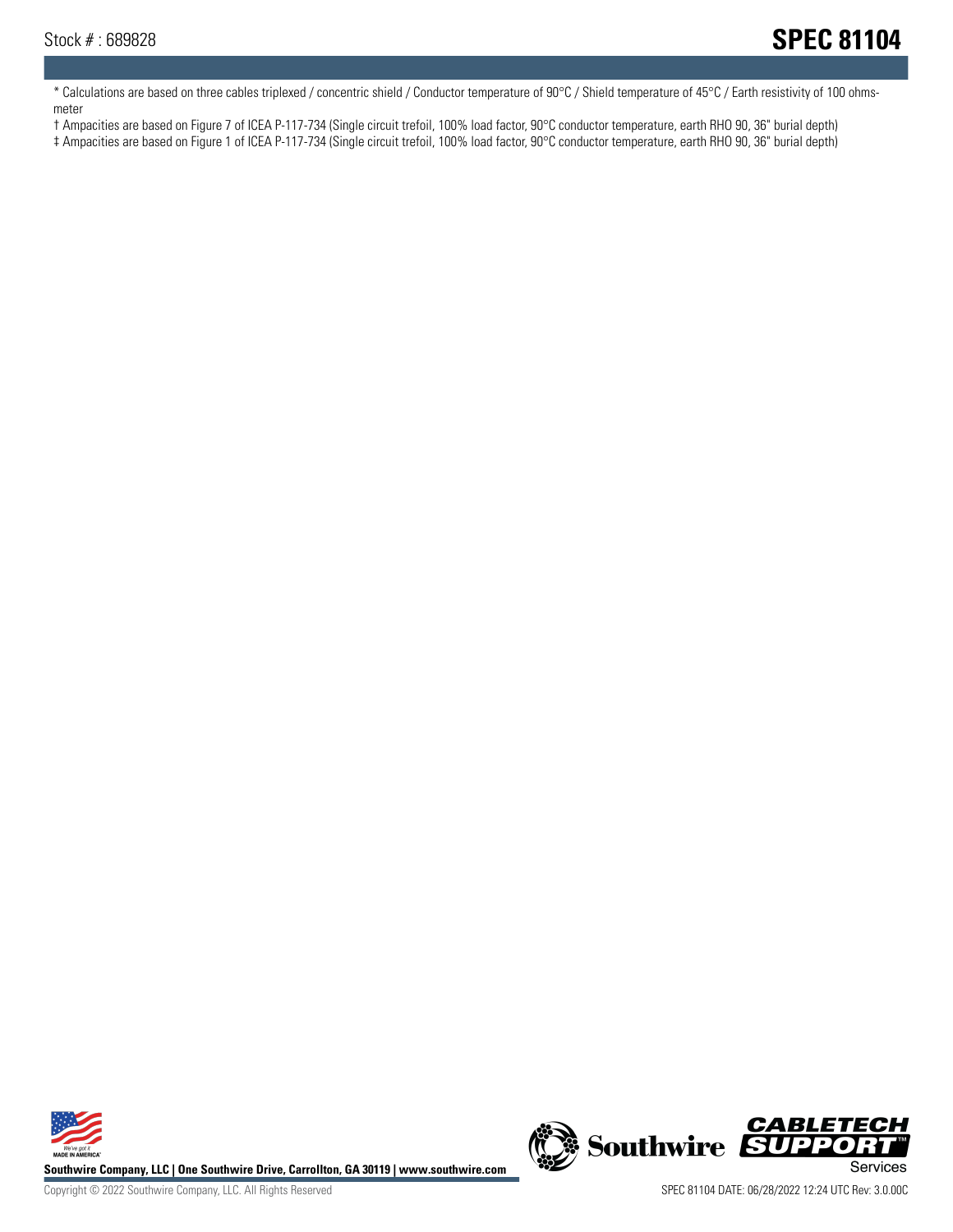* Calculations are based on three cables triplexed / concentric shield / Conductor temperature of 90°C / Shield temperature of 45°C / Earth resistivity of 100 ohms-meter

† Ampacities are based on Figure 7 of ICEA P-117-734 (Single circuit trefoil, 100% load factor, 90°C conductor temperature, earth RHO 90, 36" burial depth)

‡ Ampacities are based on Figure 1 of ICEA P-117-734 (Single circuit trefoil, 100% load factor, 90°C conductor temperature, earth RHO 90, 36" burial depth)